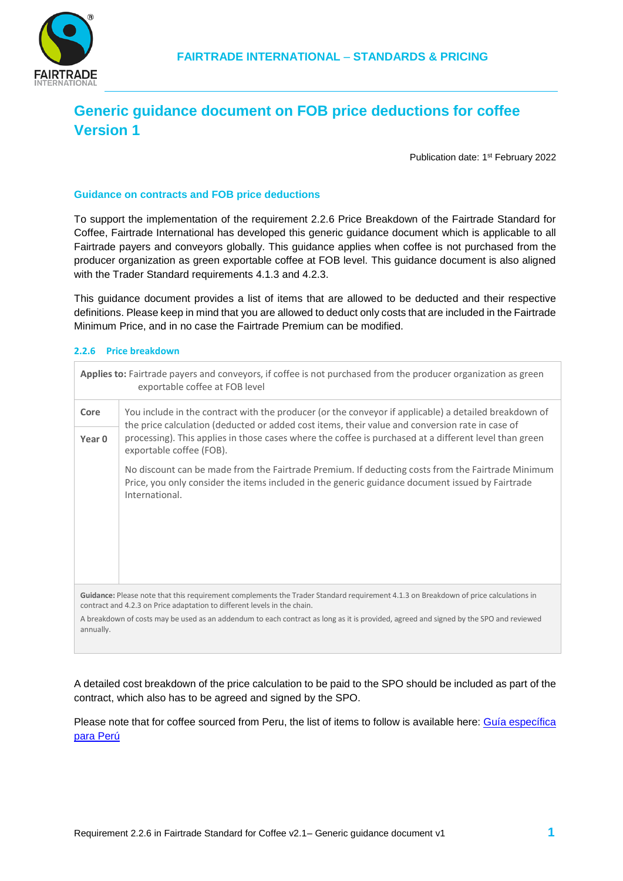FAIRTRADE INTERNATIONAL – STANDARDS & PRICING

# Generic guidance document on FOB price deductions for coffee Version 1

Publication date: 1st February 2022

## Guidance on contracts and FOB price deductions

To support the implementation of the requirement 2.2.6 Price Breakdown of the Fairtrade Standard for Coffee, Fairtrade International has developed this generic guidance document which is applicable to all Fairtrade payers and conveyors globally. This guidance applies when coffee is not purchased from the producer organization as green exportable coffee at FOB level. This guidance document is also aligned with the Trader Standard requirements 4.1.3 and 4.2.3.

This guidance document provides a list of items that are allowed to be deducted and their respective definitions. Please keep in mind that you are allowed to deduct only costs that are included in the Fairtrade Minimum Price, and in no case the Fairtrade Premium can be modified.

### 2.2.6 Price breakdown

| **Applies to:** Fairtrade payers and conveyors, if coffee is not purchased from the producer organization as green exportable coffee at FOB level | |
|---|---|
| **Core**<br><br>**Year 0** | You include in the contract with the producer (or the conveyor if applicable) a detailed breakdown of the price calculation (deducted or added cost items, their value and conversion rate in case of processing). This applies in those cases where the coffee is purchased at a different level than green exportable coffee (FOB).<br><br>No discount can be made from the Fairtrade Premium. If deducting costs from the Fairtrade Minimum Price, you only consider the items included in the generic guidance document issued by Fairtrade International. |
| **Guidance:** Please note that this requirement complements the Trader Standard requirement 4.1.3 on Breakdown of price calculations in contract and 4.2.3 on Price adaptation to different levels in the chain.<br><br>A breakdown of costs may be used as an addendum to each contract as long as it is provided, agreed and signed by the SPO and reviewed annually. | |

A detailed cost breakdown of the price calculation to be paid to the SPO should be included as part of the contract, which also has to be agreed and signed by the SPO.

Please note that for coffee sourced from Peru, the list of items to follow is available here: [Guía específica para Perú]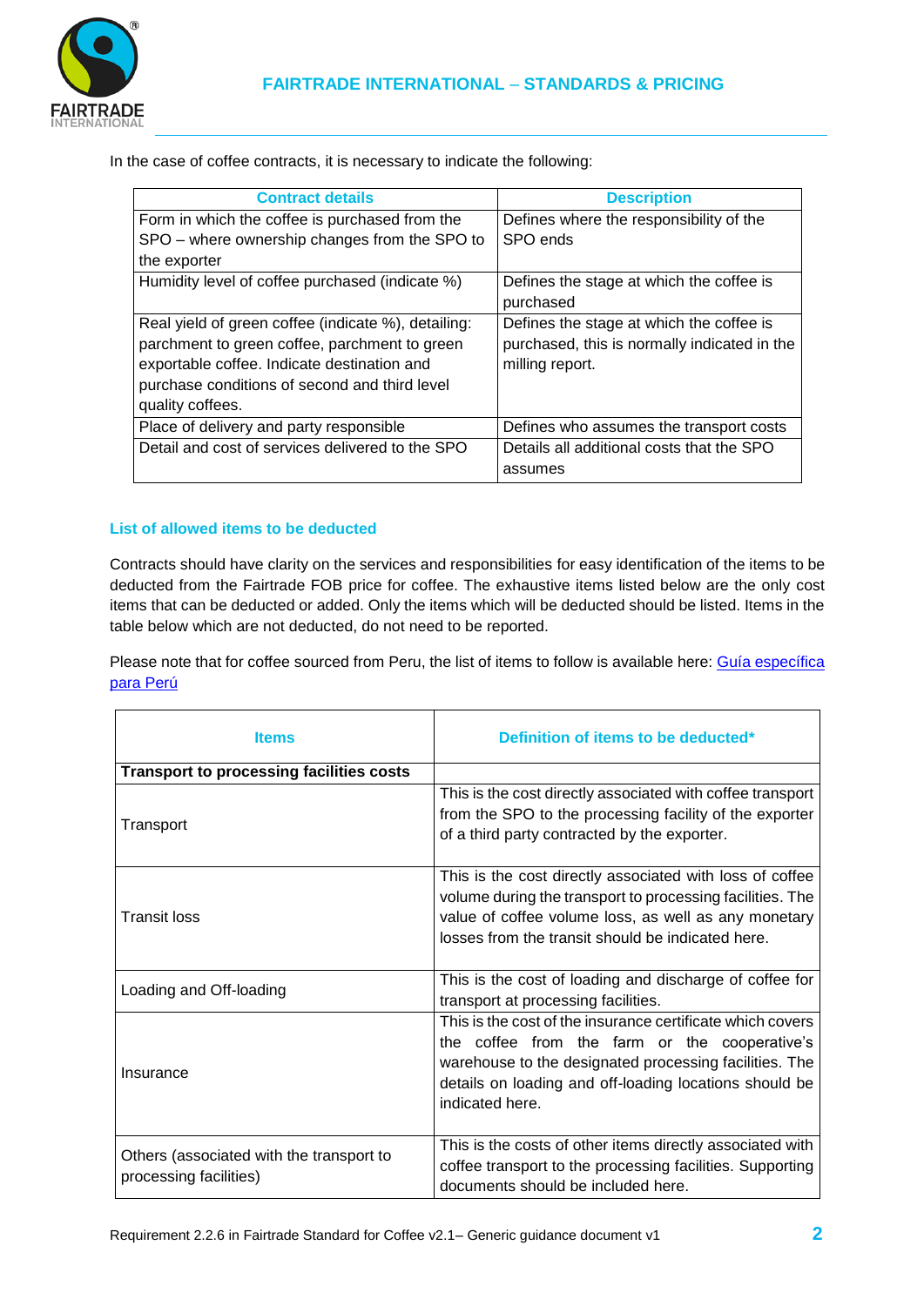In the case of coffee contracts, it is necessary to indicate the following:

| Contract details | Description |
|---|---|
| Form in which the coffee is purchased from the SPO – where ownership changes from the SPO to the exporter | Defines where the responsibility of the SPO ends |
| Humidity level of coffee purchased (indicate %) | Defines the stage at which the coffee is purchased |
| Real yield of green coffee (indicate %), detailing: parchment to green coffee, parchment to green exportable coffee. Indicate destination and purchase conditions of second and third level quality coffees. | Defines the stage at which the coffee is purchased, this is normally indicated in the milling report. |
| Place of delivery and party responsible | Defines who assumes the transport costs |
| Detail and cost of services delivered to the SPO | Details all additional costs that the SPO assumes |

### List of allowed items to be deducted

Contracts should have clarity on the services and responsibilities for easy identification of the items to be deducted from the Fairtrade FOB price for coffee. The exhaustive items listed below are the only cost items that can be deducted or added. Only the items which will be deducted should be listed. Items in the table below which are not deducted, do not need to be reported.

Please note that for coffee sourced from Peru, the list of items to follow is available here: [Guía específica para Perú]()

| Items | Definition of items to be deducted* |
|---|---|
| **Transport to processing facilities costs** | |
| Transport | This is the cost directly associated with coffee transport from the SPO to the processing facility of the exporter of a third party contracted by the exporter. |
| Transit loss | This is the cost directly associated with loss of coffee volume during the transport to processing facilities. The value of coffee volume loss, as well as any monetary losses from the transit should be indicated here. |
| Loading and Off-loading | This is the cost of loading and discharge of coffee for transport at processing facilities. |
| Insurance | This is the cost of the insurance certificate which covers the coffee from the farm or the cooperative's warehouse to the designated processing facilities. The details on loading and off-loading locations should be indicated here. |
| Others (associated with the transport to processing facilities) | This is the costs of other items directly associated with coffee transport to the processing facilities. Supporting documents should be included here. |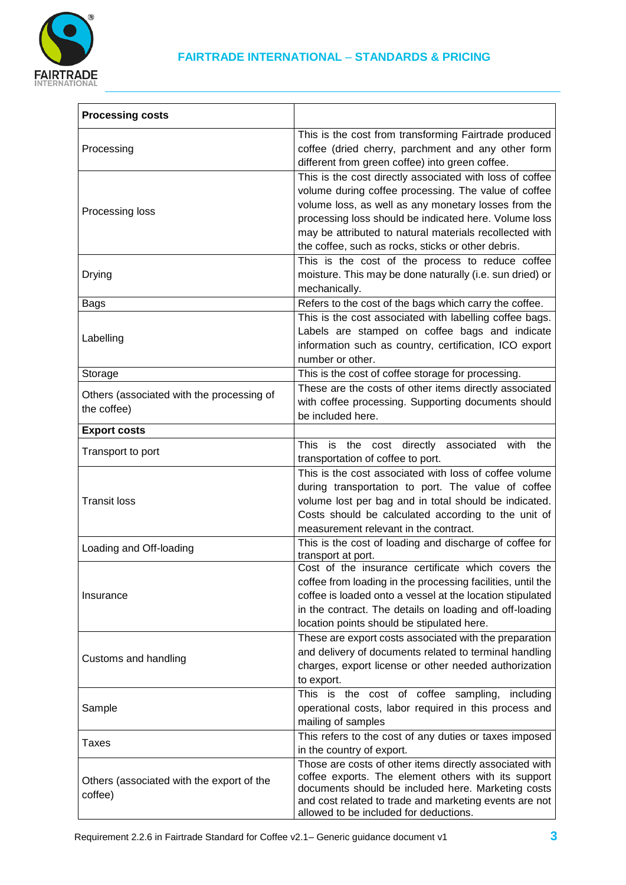| **Processing costs** | |
|---|---|
| Processing | This is the cost from transforming Fairtrade produced coffee (dried cherry, parchment and any other form different from green coffee) into green coffee. |
| Processing loss | This is the cost directly associated with loss of coffee volume during coffee processing. The value of coffee volume loss, as well as any monetary losses from the processing loss should be indicated here. Volume loss may be attributed to natural materials recollected with the coffee, such as rocks, sticks or other debris. |
| Drying | This is the cost of the process to reduce coffee moisture. This may be done naturally (i.e. sun dried) or mechanically. |
| Bags | Refers to the cost of the bags which carry the coffee. |
| Labelling | This is the cost associated with labelling coffee bags. Labels are stamped on coffee bags and indicate information such as country, certification, ICO export number or other. |
| Storage | This is the cost of coffee storage for processing. |
| Others (associated with the processing of the coffee) | These are the costs of other items directly associated with coffee processing. Supporting documents should be included here. |
| **Export costs** | |
| Transport to port | This is the cost directly associated with the transportation of coffee to port. |
| Transit loss | This is the cost associated with loss of coffee volume during transportation to port. The value of coffee volume lost per bag and in total should be indicated. Costs should be calculated according to the unit of measurement relevant in the contract. |
| Loading and Off-loading | This is the cost of loading and discharge of coffee for transport at port. |
| Insurance | Cost of the insurance certificate which covers the coffee from loading in the processing facilities, until the coffee is loaded onto a vessel at the location stipulated in the contract. The details on loading and off-loading location points should be stipulated here. |
| Customs and handling | These are export costs associated with the preparation and delivery of documents related to terminal handling charges, export license or other needed authorization to export. |
| Sample | This is the cost of coffee sampling, including operational costs, labor required in this process and mailing of samples |
| Taxes | This refers to the cost of any duties or taxes imposed in the country of export. |
| Others (associated with the export of the coffee) | Those are costs of other items directly associated with coffee exports. The element others with its support documents should be included here. Marketing costs and cost related to trade and marketing events are not allowed to be included for deductions. |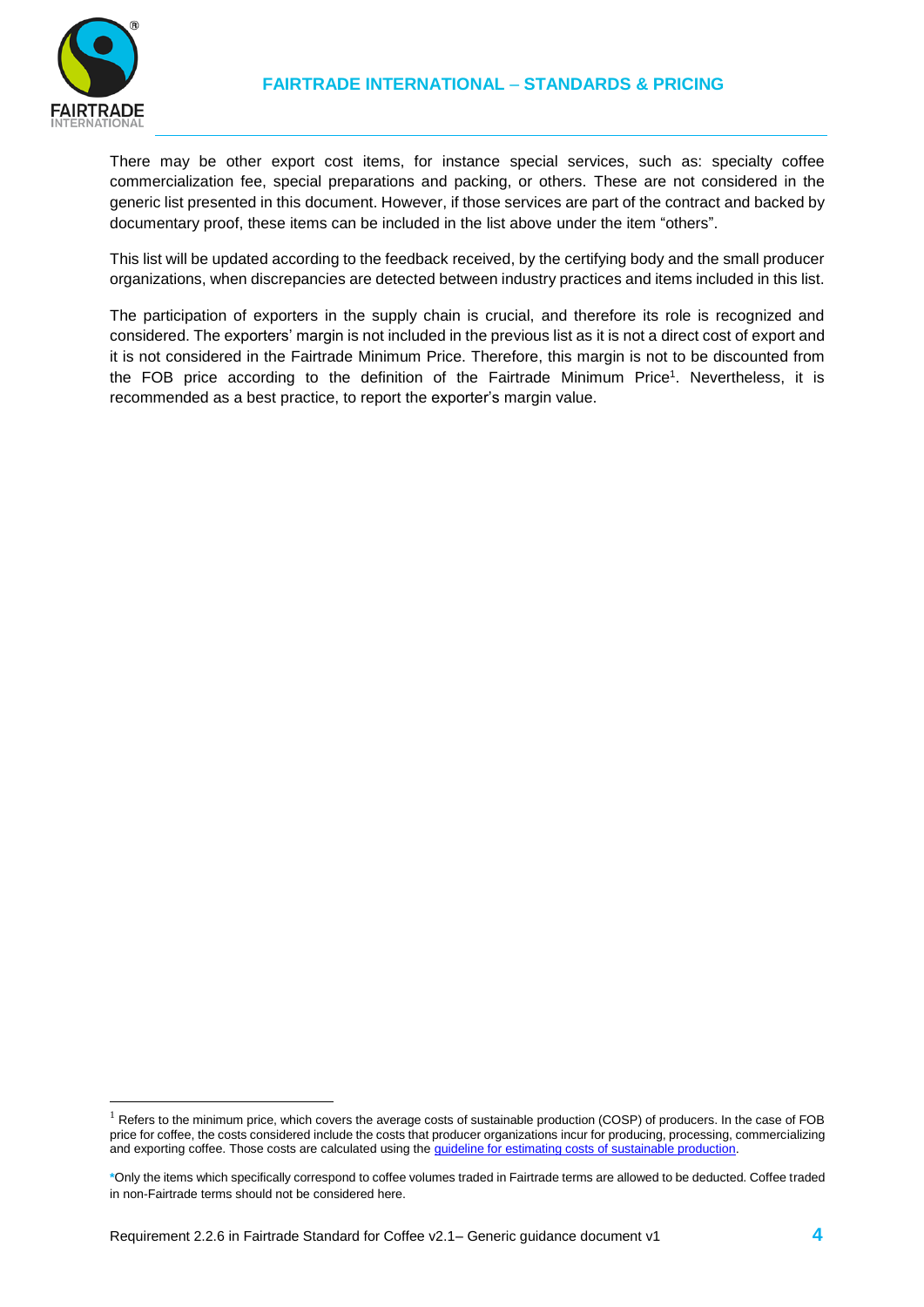There may be other export cost items, for instance special services, such as: specialty coffee commercialization fee, special preparations and packing, or others. These are not considered in the generic list presented in this document. However, if those services are part of the contract and backed by documentary proof, these items can be included in the list above under the item "others".

This list will be updated according to the feedback received, by the certifying body and the small producer organizations, when discrepancies are detected between industry practices and items included in this list.

The participation of exporters in the supply chain is crucial, and therefore its role is recognized and considered. The exporters' margin is not included in the previous list as it is not a direct cost of export and it is not considered in the Fairtrade Minimum Price. Therefore, this margin is not to be discounted from the FOB price according to the definition of the Fairtrade Minimum Price[1]. Nevertheless, it is recommended as a best practice, to report the exporter's margin value.

---

[1] Refers to the minimum price, which covers the average costs of sustainable production (COSP) of producers. In the case of FOB price for coffee, the costs considered include the costs that producer organizations incur for producing, processing, commercializing and exporting coffee. Those costs are calculated using the guideline for estimating costs of sustainable production.

*Only the items which specifically correspond to coffee volumes traded in Fairtrade terms are allowed to be deducted. Coffee traded in non-Fairtrade terms should not be considered here.